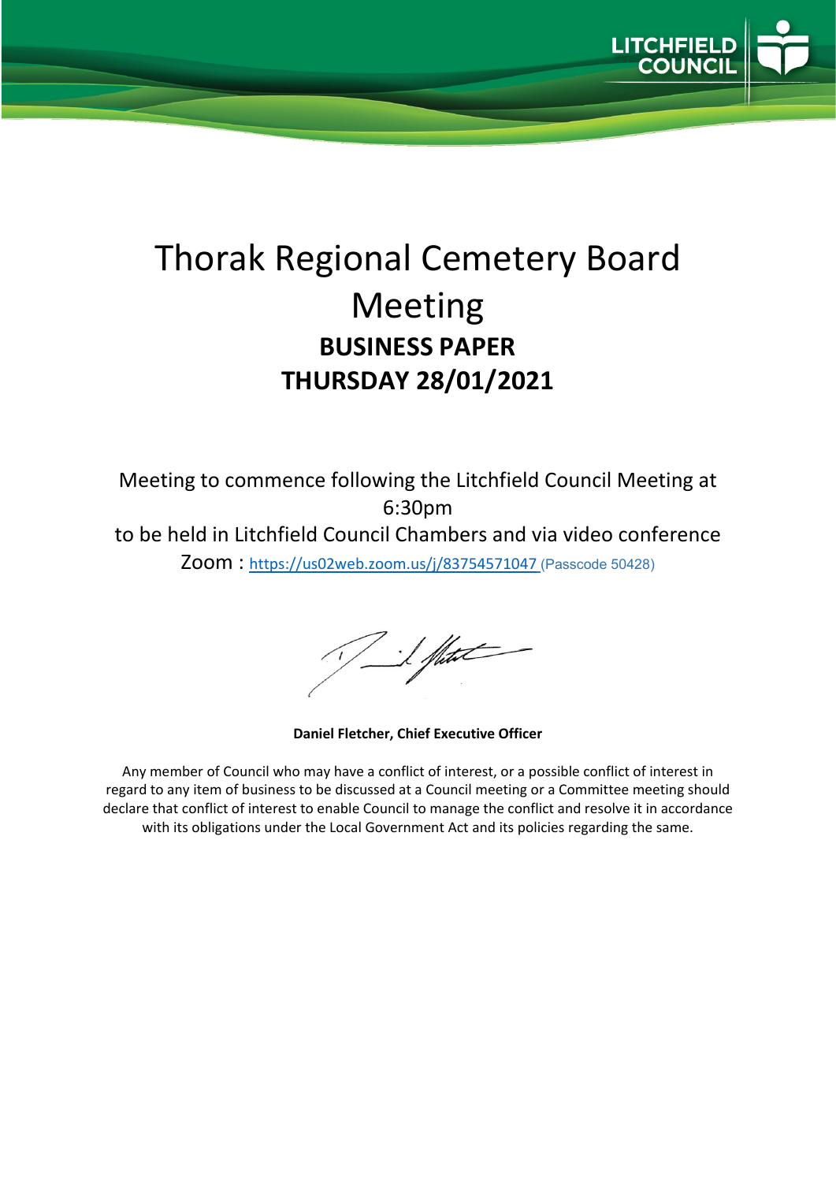# Thorak Regional Cemetery Board Meeting

## BUSINESS PAPER

## THURSDAY 28/01/2021

Meeting to commence following the Litchfield Council Meeting at 6:30pm

to be held in Litchfield Council Chambers and via video conference

Zoom : https://us02web.zoom.us/j/83754571047 (Passcode 50428)

**Daniel Fletcher, Chief Executive Officer**

Any member of Council who may have a conflict of interest, or a possible conflict of interest in regard to any item of business to be discussed at a Council meeting or a Committee meeting should declare that conflict of interest to enable Council to manage the conflict and resolve it in accordance with its obligations under the Local Government Act and its policies regarding the same.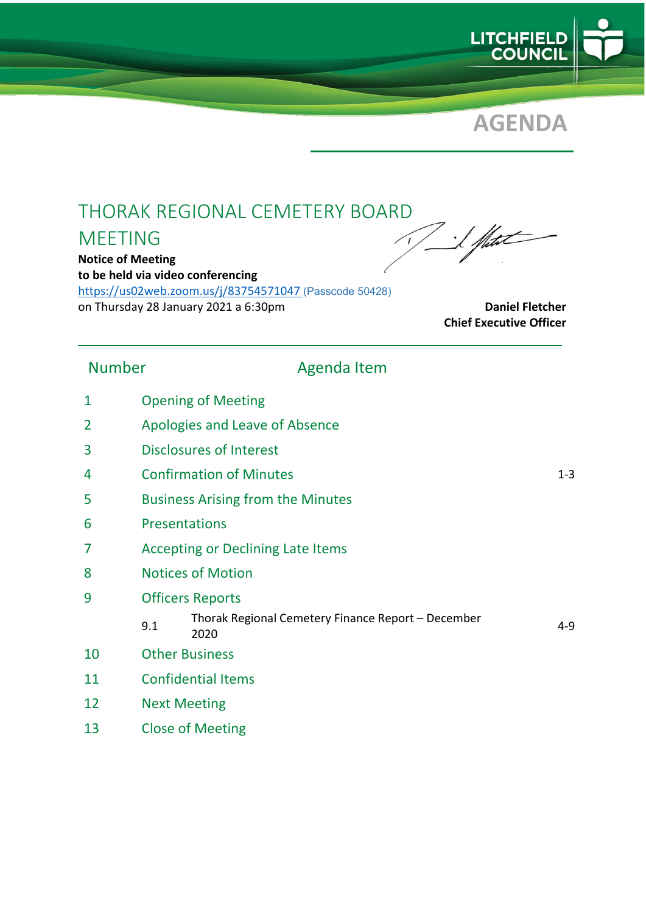# AGENDA

## THORAK REGIONAL CEMETERY BOARD MEETING

**Notice of Meeting**
**to be held via video conferencing**
https://us02web.zoom.us/j/83754571047 (Passcode 50428)
on Thursday 28 January 2021 a 6:30pm

**Daniel Fletcher**
**Chief Executive Officer**

| Number | Agenda Item | |
|---|---|---|
| 1 | Opening of Meeting | |
| 2 | Apologies and Leave of Absence | |
| 3 | Disclosures of Interest | |
| 4 | Confirmation of Minutes | 1-3 |
| 5 | Business Arising from the Minutes | |
| 6 | Presentations | |
| 7 | Accepting or Declining Late Items | |
| 8 | Notices of Motion | |
| 9 | Officers Reports | |
| | 9.1 Thorak Regional Cemetery Finance Report – December 2020 | 4-9 |
| 10 | Other Business | |
| 11 | Confidential Items | |
| 12 | Next Meeting | |
| 13 | Close of Meeting | |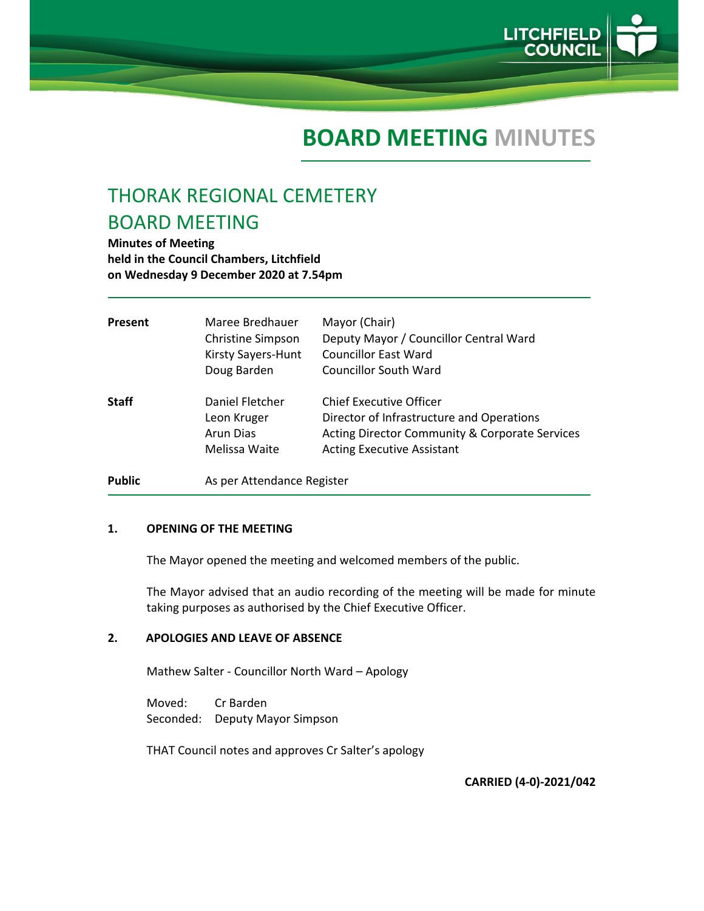# BOARD MEETING MINUTES

## THORAK REGIONAL CEMETERY BOARD MEETING

**Minutes of Meeting**
**held in the Council Chambers, Litchfield**
**on Wednesday 9 December 2020 at 7.54pm**

| | | |
|---|---|---|
| **Present** | Maree Bredhauer | Mayor (Chair) |
| | Christine Simpson | Deputy Mayor / Councillor Central Ward |
| | Kirsty Sayers-Hunt | Councillor East Ward |
| | Doug Barden | Councillor South Ward |
| **Staff** | Daniel Fletcher | Chief Executive Officer |
| | Leon Kruger | Director of Infrastructure and Operations |
| | Arun Dias | Acting Director Community & Corporate Services |
| | Melissa Waite | Acting Executive Assistant |
| **Public** | As per Attendance Register | |

### 1. OPENING OF THE MEETING

The Mayor opened the meeting and welcomed members of the public.

The Mayor advised that an audio recording of the meeting will be made for minute taking purposes as authorised by the Chief Executive Officer.

### 2. APOLOGIES AND LEAVE OF ABSENCE

Mathew Salter - Councillor North Ward – Apology

Moved: Cr Barden
Seconded: Deputy Mayor Simpson

THAT Council notes and approves Cr Salter's apology

**CARRIED (4-0)-2021/042**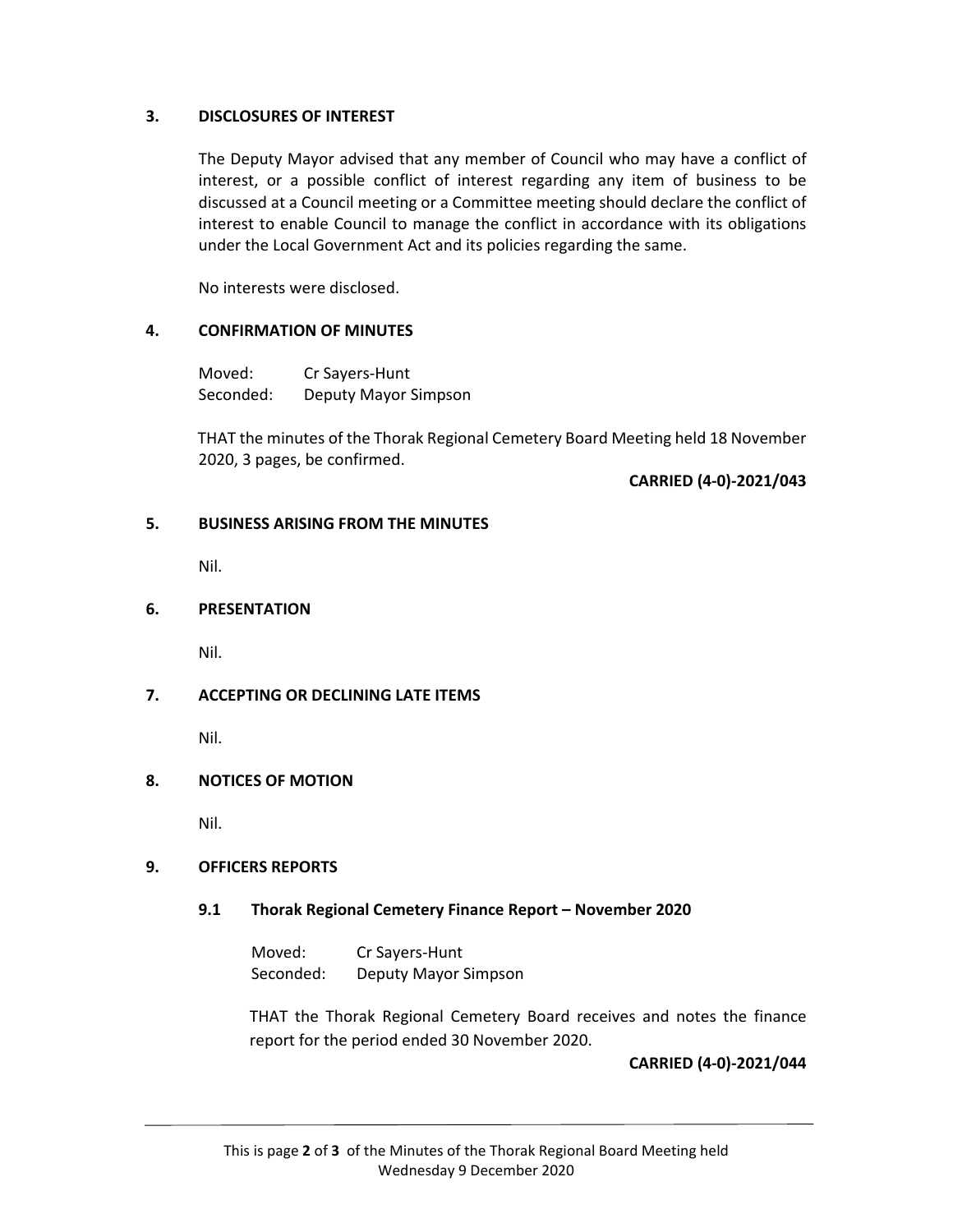## 3. DISCLOSURES OF INTEREST

The Deputy Mayor advised that any member of Council who may have a conflict of interest, or a possible conflict of interest regarding any item of business to be discussed at a Council meeting or a Committee meeting should declare the conflict of interest to enable Council to manage the conflict in accordance with its obligations under the Local Government Act and its policies regarding the same.

No interests were disclosed.

## 4. CONFIRMATION OF MINUTES

Moved: Cr Sayers-Hunt
Seconded: Deputy Mayor Simpson

THAT the minutes of the Thorak Regional Cemetery Board Meeting held 18 November 2020, 3 pages, be confirmed.

**CARRIED (4-0)-2021/043**

## 5. BUSINESS ARISING FROM THE MINUTES

Nil.

## 6. PRESENTATION

Nil.

## 7. ACCEPTING OR DECLINING LATE ITEMS

Nil.

## 8. NOTICES OF MOTION

Nil.

## 9. OFFICERS REPORTS

### 9.1 Thorak Regional Cemetery Finance Report – November 2020

Moved: Cr Sayers-Hunt
Seconded: Deputy Mayor Simpson

THAT the Thorak Regional Cemetery Board receives and notes the finance report for the period ended 30 November 2020.

**CARRIED (4-0)-2021/044**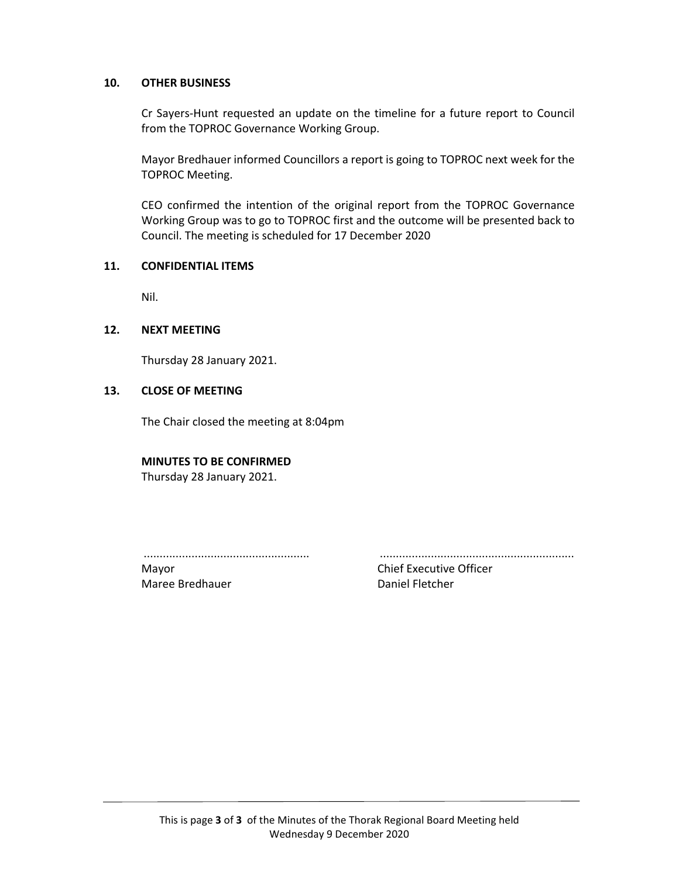## 10. OTHER BUSINESS

Cr Sayers-Hunt requested an update on the timeline for a future report to Council from the TOPROC Governance Working Group.

Mayor Bredhauer informed Councillors a report is going to TOPROC next week for the TOPROC Meeting.

CEO confirmed the intention of the original report from the TOPROC Governance Working Group was to go to TOPROC first and the outcome will be presented back to Council. The meeting is scheduled for 17 December 2020

## 11. CONFIDENTIAL ITEMS

Nil.

## 12. NEXT MEETING

Thursday 28 January 2021.

## 13. CLOSE OF MEETING

The Chair closed the meeting at 8:04pm

**MINUTES TO BE CONFIRMED**
Thursday 28 January 2021.

| ................................................... | ........................................................... |
|---|---|
| Mayor | Chief Executive Officer |
| Maree Bredhauer | Daniel Fletcher |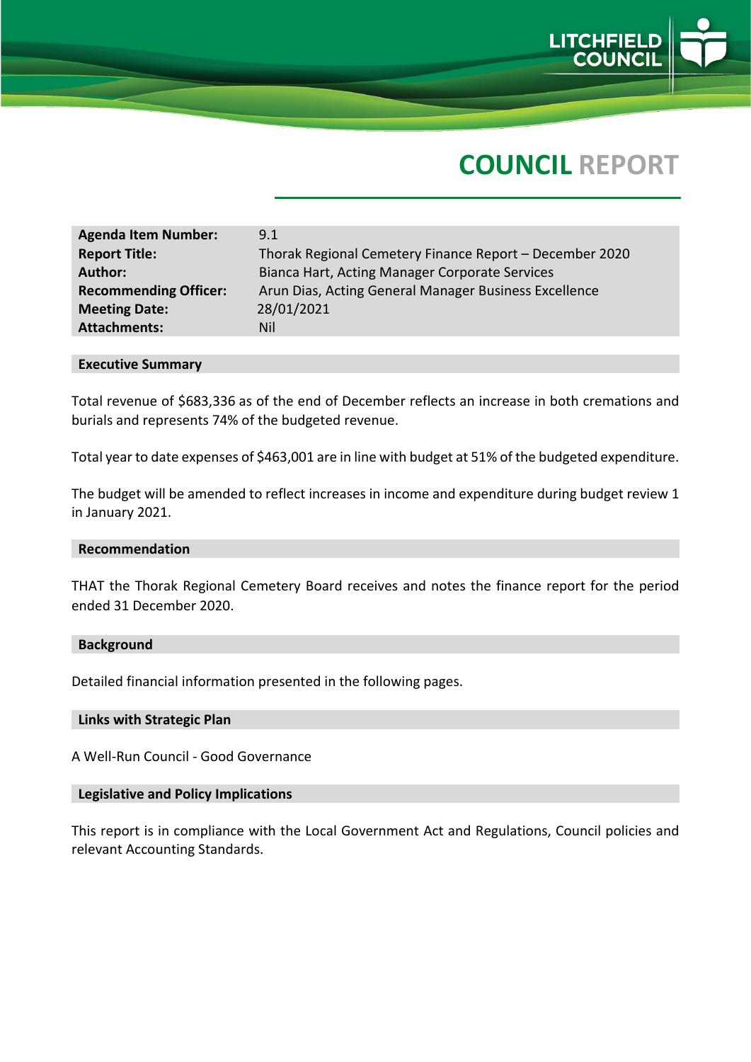# COUNCIL REPORT

| | |
|---|---|
| **Agenda Item Number:** | 9.1 |
| **Report Title:** | Thorak Regional Cemetery Finance Report – December 2020 |
| **Author:** | Bianca Hart, Acting Manager Corporate Services |
| **Recommending Officer:** | Arun Dias, Acting General Manager Business Excellence |
| **Meeting Date:** | 28/01/2021 |
| **Attachments:** | Nil |

## Executive Summary

Total revenue of $683,336 as of the end of December reflects an increase in both cremations and burials and represents 74% of the budgeted revenue.

Total year to date expenses of $463,001 are in line with budget at 51% of the budgeted expenditure.

The budget will be amended to reflect increases in income and expenditure during budget review 1 in January 2021.

## Recommendation

THAT the Thorak Regional Cemetery Board receives and notes the finance report for the period ended 31 December 2020.

## Background

Detailed financial information presented in the following pages.

## Links with Strategic Plan

A Well-Run Council - Good Governance

## Legislative and Policy Implications

This report is in compliance with the Local Government Act and Regulations, Council policies and relevant Accounting Standards.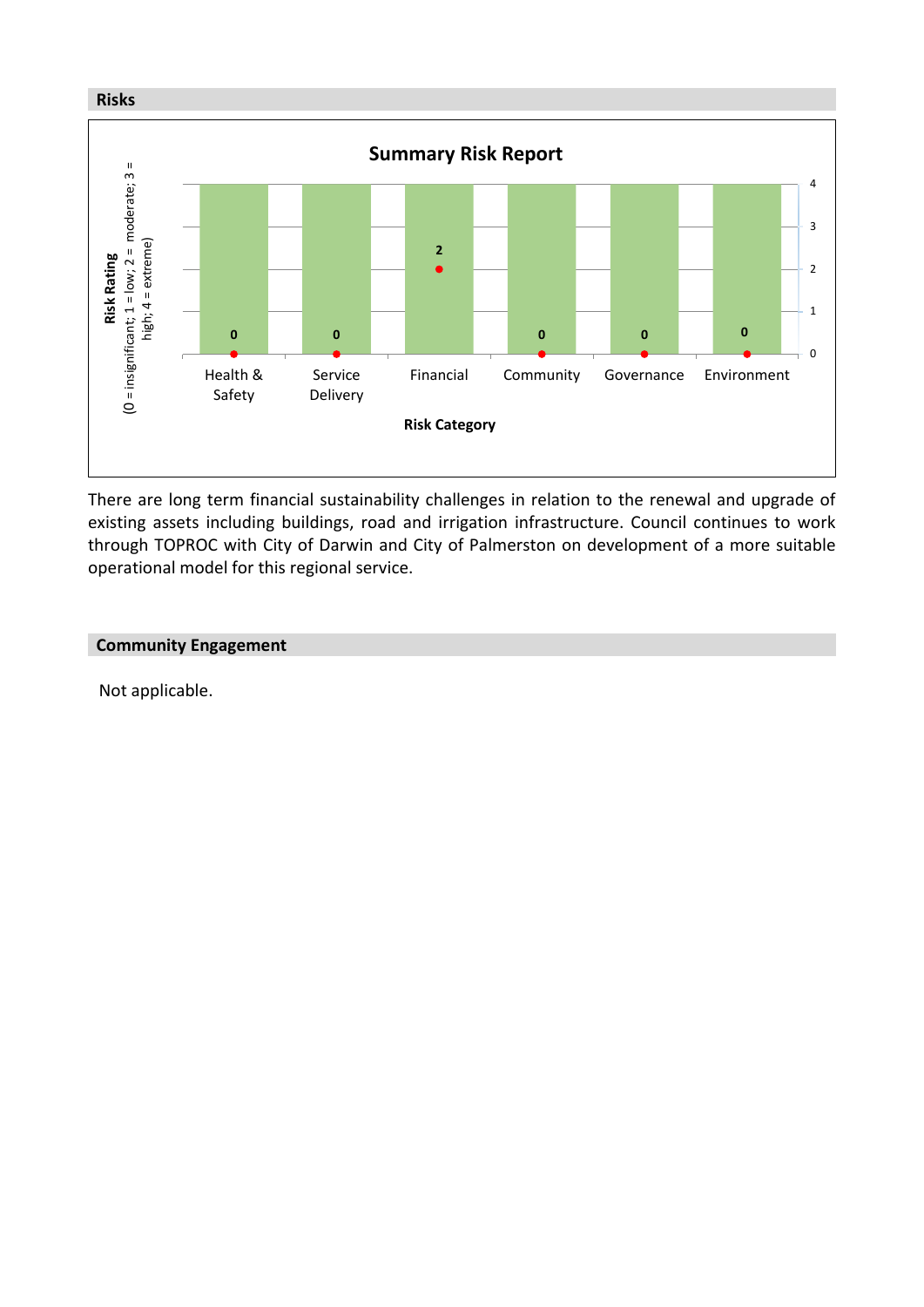## Risks

**Summary Risk Report**

| Risk Category | Risk Rating (0 = insignificant; 1 = low; 2 = moderate; 3 = high; 4 = extreme) |
|---|---|
| Health & Safety | 0 |
| Service Delivery | 0 |
| Financial | 2 |
| Community | 0 |
| Governance | 0 |
| Environment | 0 |

There are long term financial sustainability challenges in relation to the renewal and upgrade of existing assets including buildings, road and irrigation infrastructure. Council continues to work through TOPROC with City of Darwin and City of Palmerston on development of a more suitable operational model for this regional service.

## Community Engagement

Not applicable.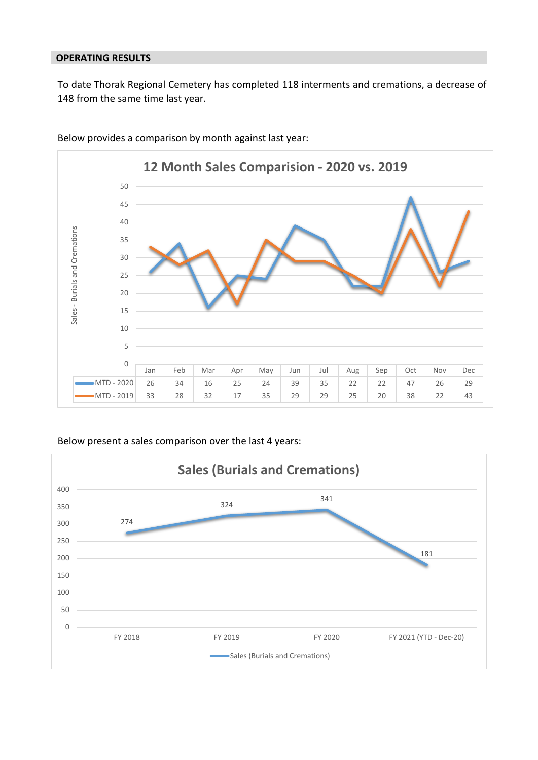## OPERATING RESULTS

To date Thorak Regional Cemetery has completed 118 interments and cremations, a decrease of 148 from the same time last year.

Below provides a comparison by month against last year:

**12 Month Sales Comparision - 2020 vs. 2019**

| | Jan | Feb | Mar | Apr | May | Jun | Jul | Aug | Sep | Oct | Nov | Dec |
|---|---|---|---|---|---|---|---|---|---|---|---|---|
| MTD - 2020 | 26 | 34 | 16 | 25 | 24 | 39 | 35 | 22 | 22 | 47 | 26 | 29 |
| MTD - 2019 | 33 | 28 | 32 | 17 | 35 | 29 | 29 | 25 | 20 | 38 | 22 | 43 |

Below present a sales comparison over the last 4 years:

**Sales (Burials and Cremations)**

| | FY 2018 | FY 2019 | FY 2020 | FY 2021 (YTD - Dec-20) |
|---|---|---|---|---|
| Sales (Burials and Cremations) | 274 | 324 | 341 | 181 |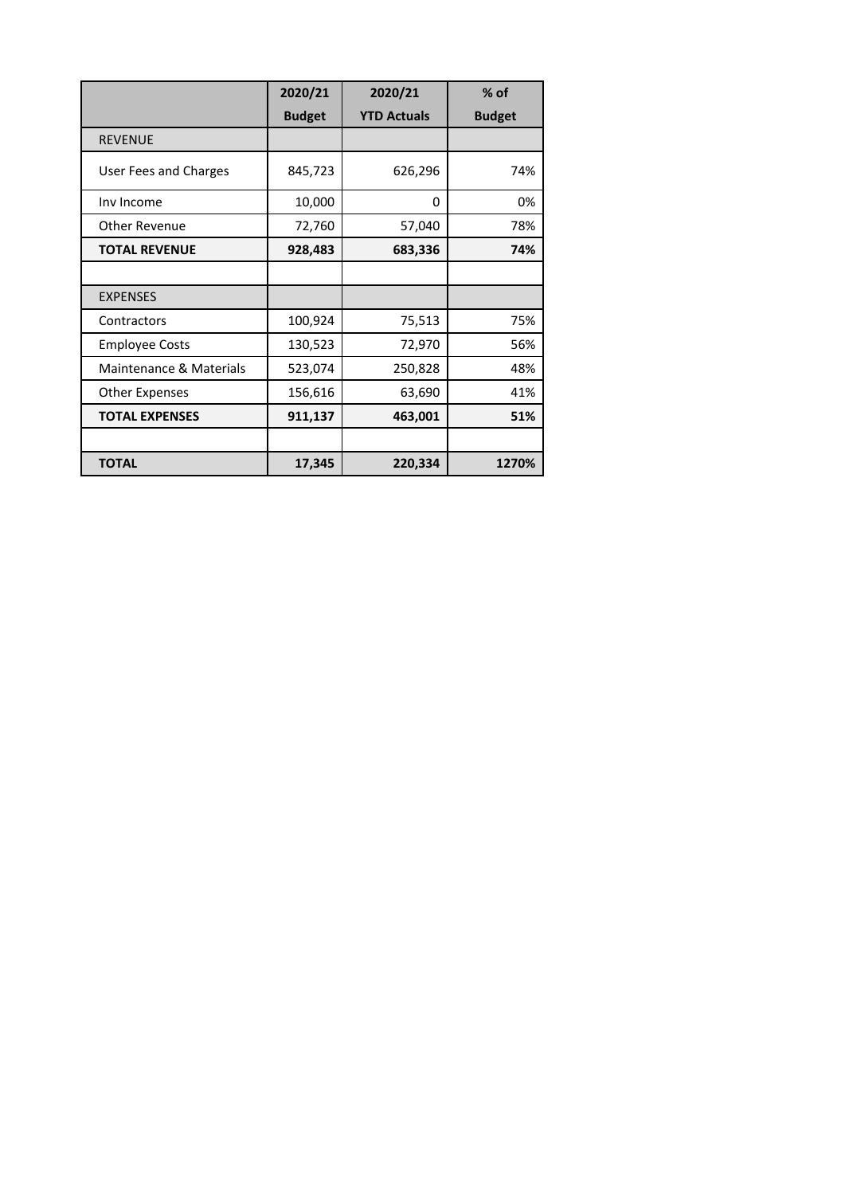| | 2020/21 Budget | 2020/21 YTD Actuals | % of Budget |
|---|---|---|---|
| REVENUE | | | |
| User Fees and Charges | 845,723 | 626,296 | 74% |
| Inv Income | 10,000 | 0 | 0% |
| Other Revenue | 72,760 | 57,040 | 78% |
| **TOTAL REVENUE** | **928,483** | **683,336** | **74%** |
| | | | |
| EXPENSES | | | |
| Contractors | 100,924 | 75,513 | 75% |
| Employee Costs | 130,523 | 72,970 | 56% |
| Maintenance & Materials | 523,074 | 250,828 | 48% |
| Other Expenses | 156,616 | 63,690 | 41% |
| **TOTAL EXPENSES** | **911,137** | **463,001** | **51%** |
| | | | |
| **TOTAL** | **17,345** | **220,334** | **1270%** |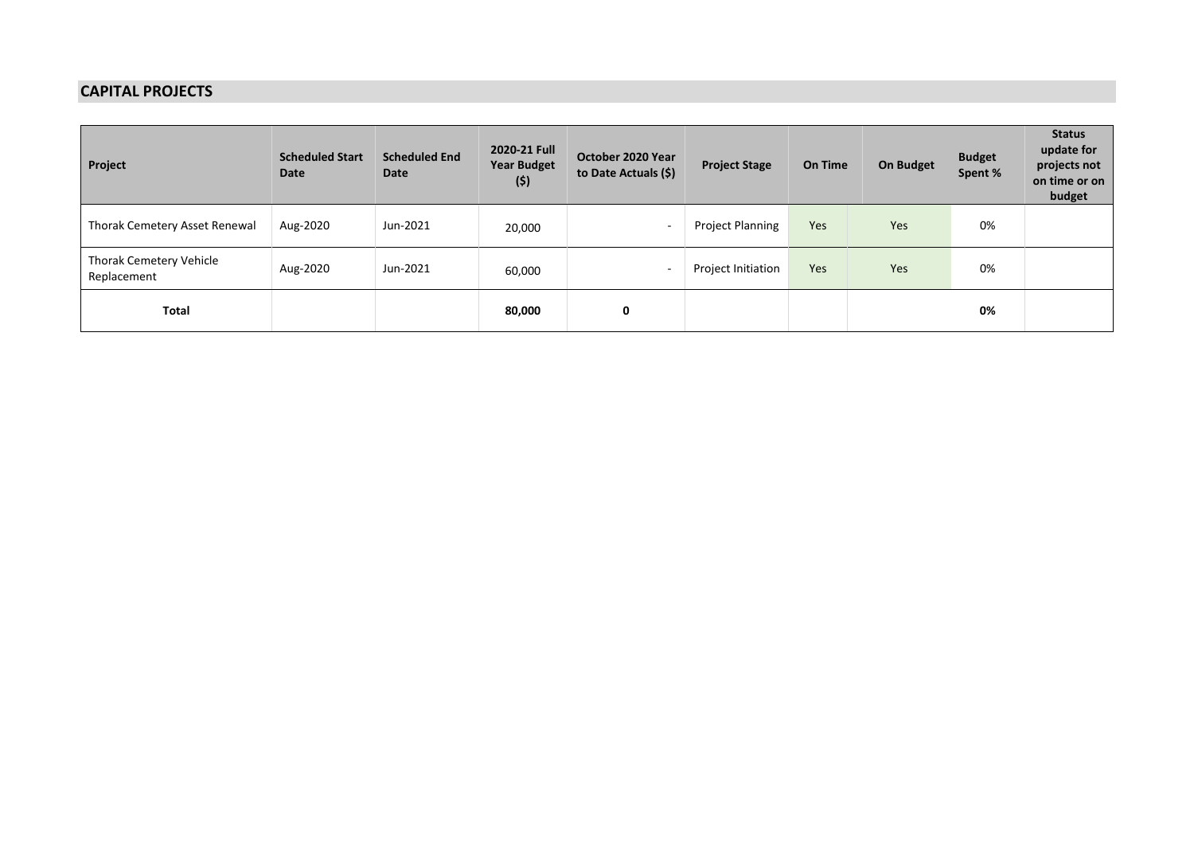## CAPITAL PROJECTS

| Project | Scheduled Start Date | Scheduled End Date | 2020-21 Full Year Budget ($) | October 2020 Year to Date Actuals ($) | Project Stage | On Time | On Budget | Budget Spent % | Status update for projects not on time or on budget |
|---|---|---|---|---|---|---|---|---|---|
| Thorak Cemetery Asset Renewal | Aug-2020 | Jun-2021 | 20,000 | - | Project Planning | Yes | Yes | 0% | |
| Thorak Cemetery Vehicle Replacement | Aug-2020 | Jun-2021 | 60,000 | - | Project Initiation | Yes | Yes | 0% | |
| **Total** | | | **80,000** | **0** | | | | **0%** | |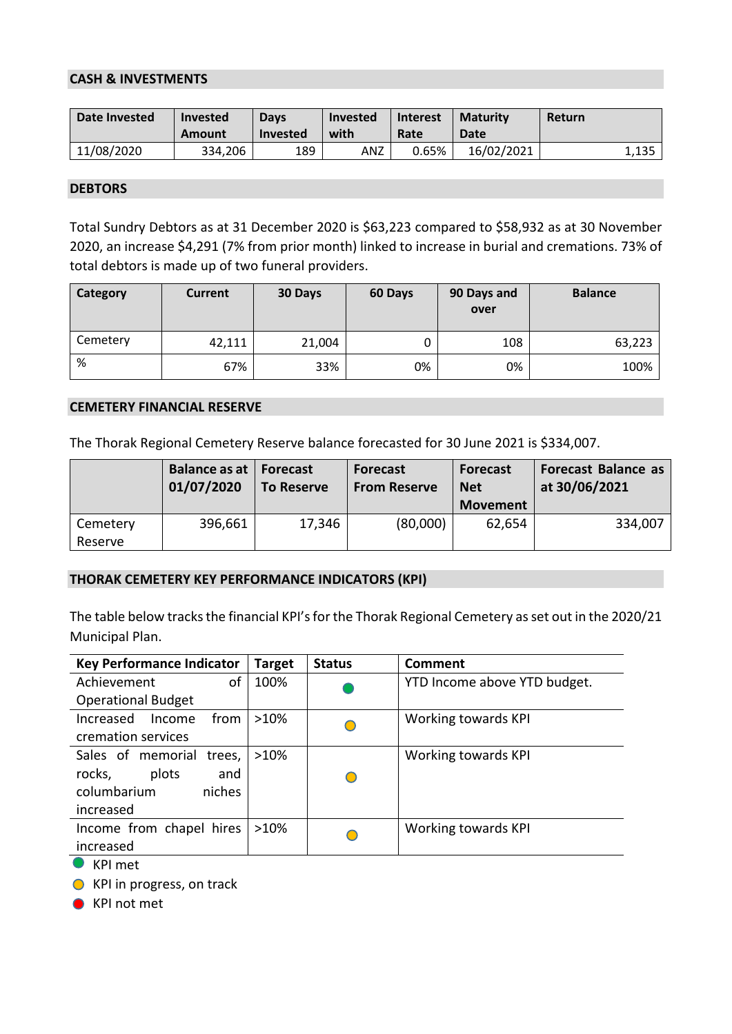## CASH & INVESTMENTS

| Date Invested | Invested Amount | Days Invested | Invested with | Interest Rate | Maturity Date | Return |
|---|---|---|---|---|---|---|
| 11/08/2020 | 334,206 | 189 | ANZ | 0.65% | 16/02/2021 | 1,135 |

## DEBTORS

Total Sundry Debtors as at 31 December 2020 is $63,223 compared to $58,932 as at 30 November 2020, an increase $4,291 (7% from prior month) linked to increase in burial and cremations. 73% of total debtors is made up of two funeral providers.

| Category | Current | 30 Days | 60 Days | 90 Days and over | Balance |
|---|---|---|---|---|---|
| Cemetery | 42,111 | 21,004 | 0 | 108 | 63,223 |
| % | 67% | 33% | 0% | 0% | 100% |

## CEMETERY FINANCIAL RESERVE

The Thorak Regional Cemetery Reserve balance forecasted for 30 June 2021 is $334,007.

| | Balance as at 01/07/2020 | Forecast To Reserve | Forecast From Reserve | Forecast Net Movement | Forecast Balance as at 30/06/2021 |
|---|---|---|---|---|---|
| Cemetery Reserve | 396,661 | 17,346 | (80,000) | 62,654 | 334,007 |

## THORAK CEMETERY KEY PERFORMANCE INDICATORS (KPI)

The table below tracks the financial KPI's for the Thorak Regional Cemetery as set out in the 2020/21 Municipal Plan.

| Key Performance Indicator | Target | Status | Comment |
|---|---|---|---|
| Achievement of Operational Budget | 100% | 🟢 | YTD Income above YTD budget. |
| Increased Income from cremation services | >10% | 🟡 | Working towards KPI |
| Sales of memorial trees, rocks, plots and columbarium niches increased | >10% | 🟡 | Working towards KPI |
| Income from chapel hires increased | >10% | 🟡 | Working towards KPI |

🟢 KPI met

🟡 KPI in progress, on track

🔴 KPI not met